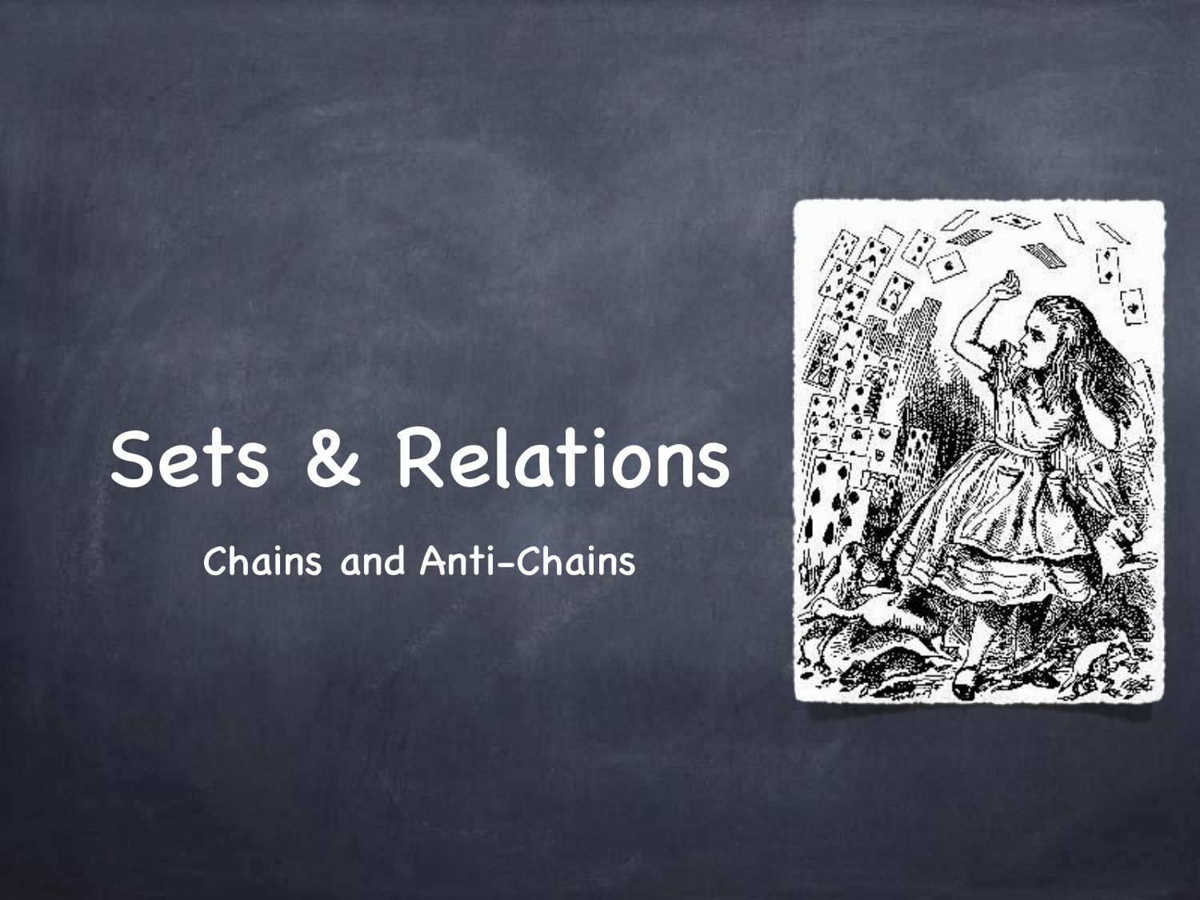# Sets & Relations

Chains and Anti-Chains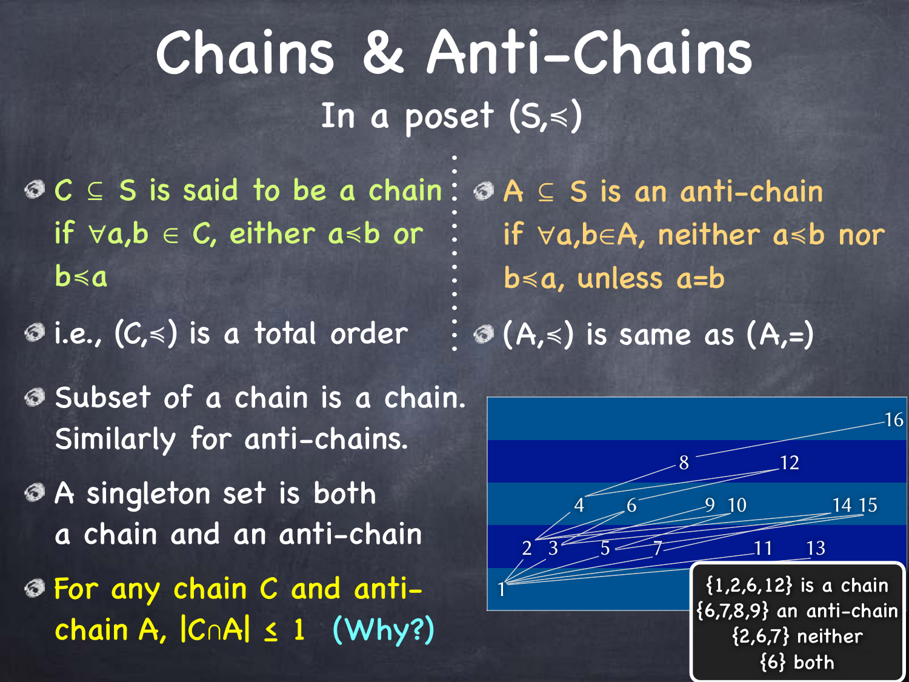# Chains & Anti-Chains

In a poset $(S,\preccurlyeq)$

- $C \subseteq S$ is said to be a chain if $\forall a,b \in C$, either $a \preccurlyeq b$ or $b \preccurlyeq a$
- i.e., $(C,\preccurlyeq)$ is a total order

- $A \subseteq S$ is an anti-chain if $\forall a,b \in A$, neither $a \preccurlyeq b$ nor $b \preccurlyeq a$, unless $a=b$
- $(A,\preccurlyeq)$ is same as $(A,=)$

- Subset of a chain is a chain. Similarly for anti-chains.
- A singleton set is both a chain and an anti-chain
- For any chain C and anti-chain A, $|C \cap A| \leq 1$ (Why?)

{1,2,6,12} is a chain
{6,7,8,9} an anti-chain
{2,6,7} neither
{6} both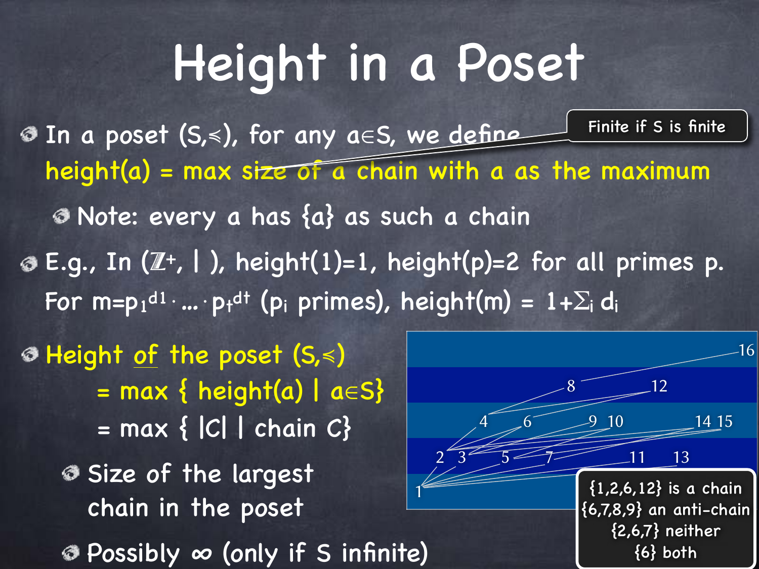# Height in a Poset

- In a poset $(S,\preccurlyeq)$, for any $a \in S$, we define

  **height(a) = max size of a chain with a as the maximum**

  Finite if S is finite

  - Note: every a has {a} as such a chain

- E.g., In $(\mathbb{Z}^+, |)$, height(1)=1, height(p)=2 for all primes p. For $m = p_1^{d_1} \cdot \ldots \cdot p_t^{d_t}$ ($p_i$ primes), height(m) = $1 + \sum_i d_i$

- **Height of the poset $(S,\preccurlyeq)$**

  **= max { height(a) | a∈S}**

  = max { |C| | chain C}

  - Size of the largest chain in the poset
  - Possibly ∞ (only if S infinite)

{1,2,6,12} is a chain
{6,7,8,9} an anti-chain
{2,6,7} neither
{6} both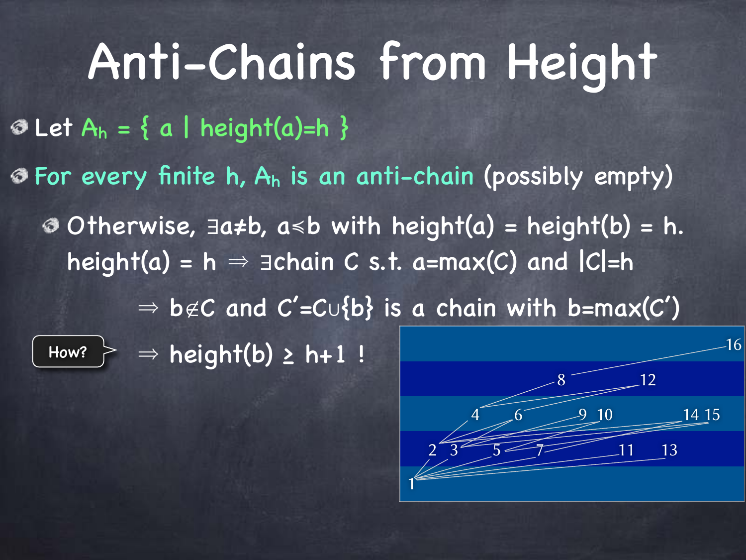# Anti-Chains from Height

- Let $A_h = \{ a \mid \text{height}(a)=h \}$
- For every finite h, $A_h$ is an anti-chain (possibly empty)
  - Otherwise, $\exists a \neq b$, $a \preccurlyeq b$ with height(a) = height(b) = h. height(a) = h $\Rightarrow$ $\exists$chain C s.t. a=max(C) and |C|=h

    $\Rightarrow$ $b \notin C$ and $C' = C \cup \{b\}$ is a chain with b=max(C')

    How? $\Rightarrow$ height(b) $\geq$ h+1 !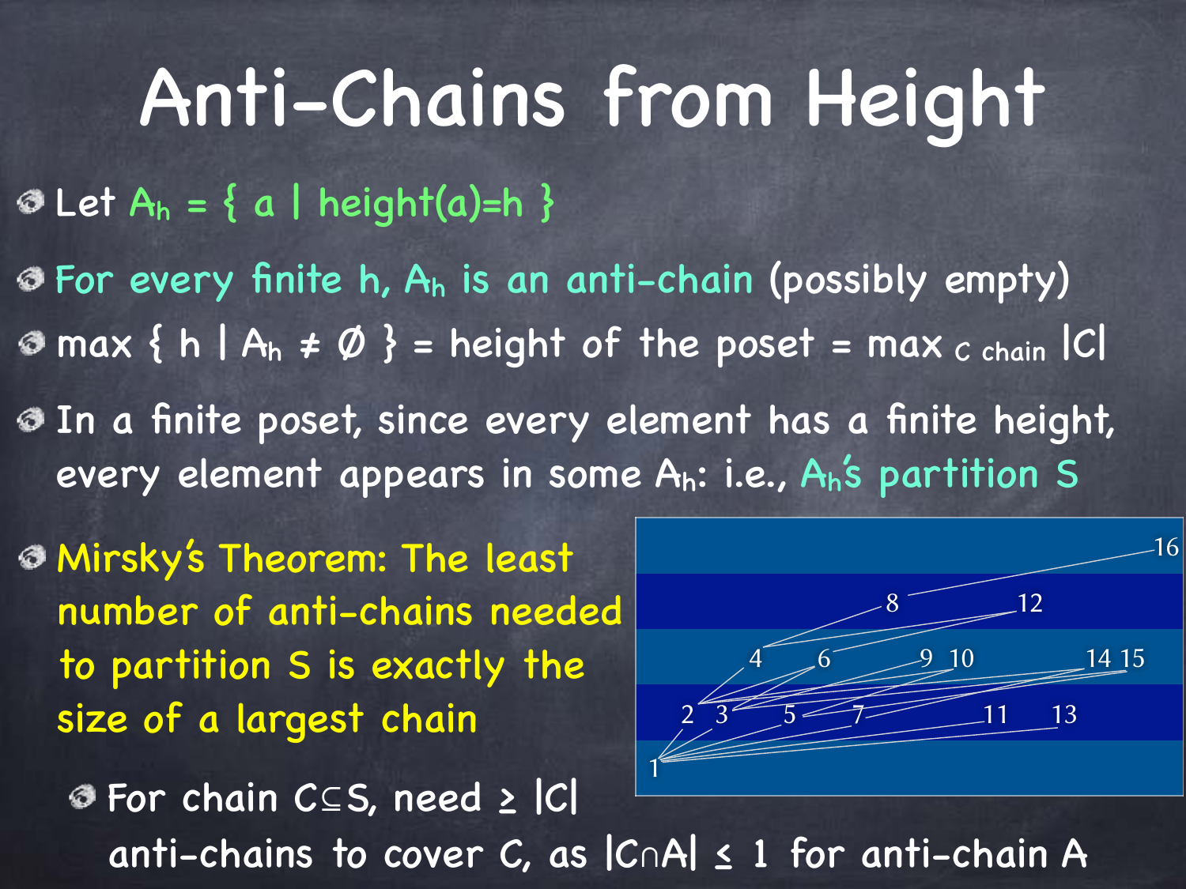# Anti-Chains from Height

- Let $A_h = \{ a \mid \text{height}(a)=h \}$
- For every finite h, $A_h$ is an anti-chain (possibly empty)
- $\max \{ h \mid A_h \neq \emptyset \}$ = height of the poset = $\max_{C \text{ chain}} |C|$
- In a finite poset, since every element has a finite height, every element appears in some $A_h$: i.e., $A_h$'s partition S
- Mirsky's Theorem: The least number of anti-chains needed to partition S is exactly the size of a largest chain
  - For chain C⊆S, need ≥ |C| anti-chains to cover C, as $|C \cap A| \leq 1$ for anti-chain A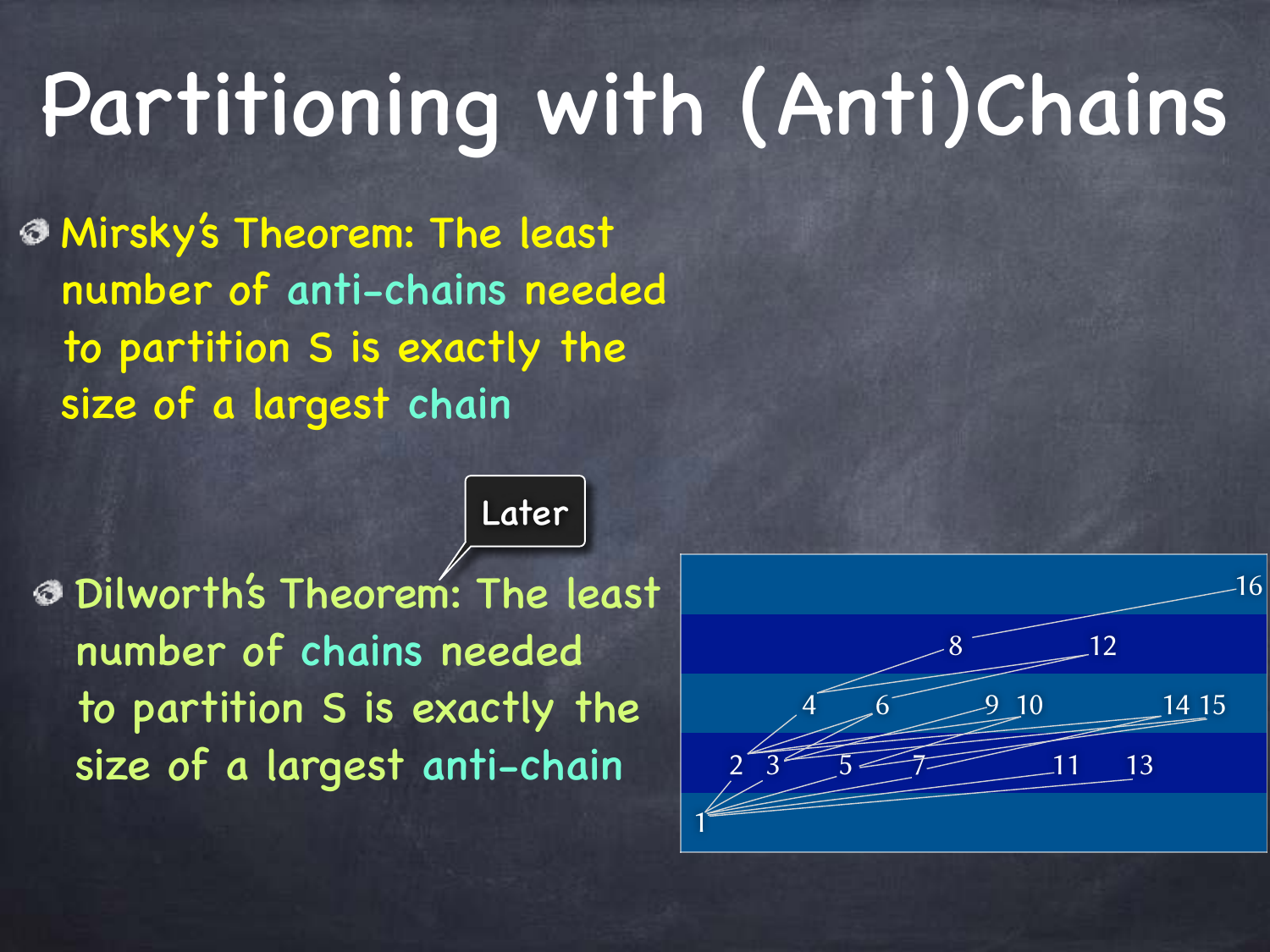# Partitioning with (Anti)Chains

- Mirsky's Theorem: The least number of anti-chains needed to partition S is exactly the size of a largest chain

Later

- Dilworth's Theorem: The least number of chains needed to partition S is exactly the size of a largest anti-chain

16

8 12

4 6 9 10 14 15

2 3 5 7 11 13

1